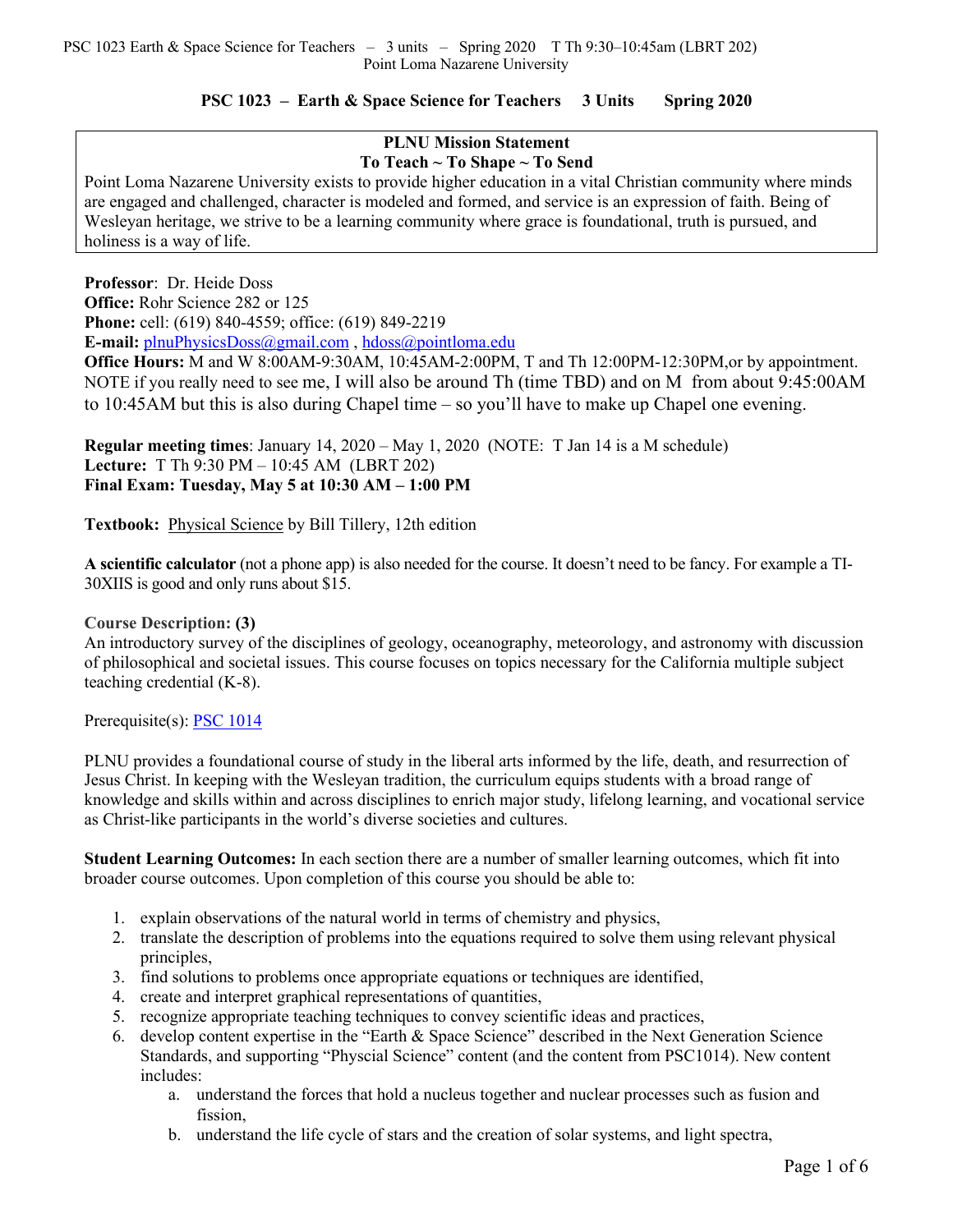# PSC 1023 – Earth & Space Science for Teachers 3 Units Spring 2020

**PLNU Mission Statement**
**To Teach ~ To Shape ~ To Send**

Point Loma Nazarene University exists to provide higher education in a vital Christian community where minds are engaged and challenged, character is modeled and formed, and service is an expression of faith. Being of Wesleyan heritage, we strive to be a learning community where grace is foundational, truth is pursued, and holiness is a way of life.

**Professor**: Dr. Heide Doss
**Office:** Rohr Science 282 or 125
**Phone:** cell: (619) 840-4559; office: (619) 849-2219
**E-mail:** plnuPhysicsDoss@gmail.com , hdoss@pointloma.edu
**Office Hours:** M and W 8:00AM-9:30AM, 10:45AM-2:00PM, T and Th 12:00PM-12:30PM,or by appointment. NOTE if you really need to see me, I will also be around Th (time TBD) and on M from about 9:45:00AM to 10:45AM but this is also during Chapel time – so you'll have to make up Chapel one evening.

**Regular meeting times**: January 14, 2020 – May 1, 2020 (NOTE: T Jan 14 is a M schedule)
**Lecture:** T Th 9:30 PM – 10:45 AM (LBRT 202)
**Final Exam: Tuesday, May 5 at 10:30 AM – 1:00 PM**

**Textbook:** Physical Science by Bill Tillery, 12th edition

**A scientific calculator** (not a phone app) is also needed for the course. It doesn't need to be fancy. For example a TI-30XIIS is good and only runs about $15.

**Course Description: (3)**
An introductory survey of the disciplines of geology, oceanography, meteorology, and astronomy with discussion of philosophical and societal issues. This course focuses on topics necessary for the California multiple subject teaching credential (K-8).

Prerequisite(s): PSC 1014

PLNU provides a foundational course of study in the liberal arts informed by the life, death, and resurrection of Jesus Christ. In keeping with the Wesleyan tradition, the curriculum equips students with a broad range of knowledge and skills within and across disciplines to enrich major study, lifelong learning, and vocational service as Christ-like participants in the world's diverse societies and cultures.

**Student Learning Outcomes:** In each section there are a number of smaller learning outcomes, which fit into broader course outcomes. Upon completion of this course you should be able to:

1. explain observations of the natural world in terms of chemistry and physics,
2. translate the description of problems into the equations required to solve them using relevant physical principles,
3. find solutions to problems once appropriate equations or techniques are identified,
4. create and interpret graphical representations of quantities,
5. recognize appropriate teaching techniques to convey scientific ideas and practices,
6. develop content expertise in the "Earth & Space Science" described in the Next Generation Science Standards, and supporting "Physcial Science" content (and the content from PSC1014). New content includes:
    a. understand the forces that hold a nucleus together and nuclear processes such as fusion and fission,
    b. understand the life cycle of stars and the creation of solar systems, and light spectra,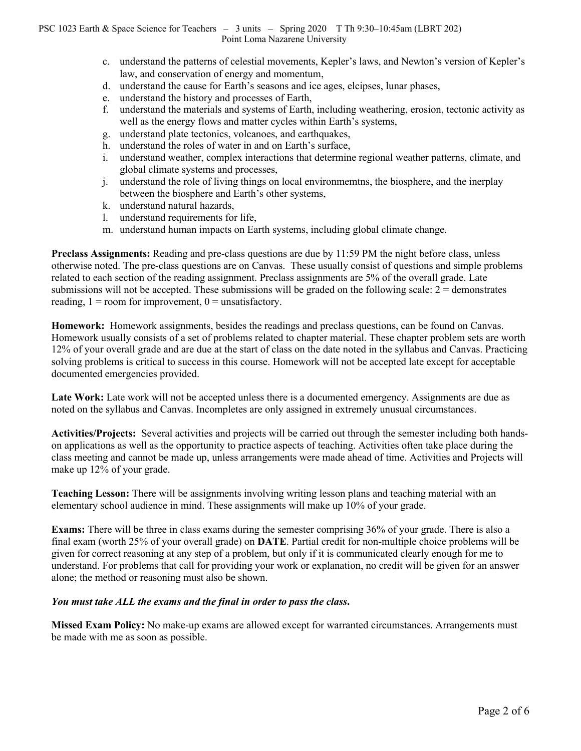c. understand the patterns of celestial movements, Kepler's laws, and Newton's version of Kepler's law, and conservation of energy and momentum,
d. understand the cause for Earth's seasons and ice ages, elcipses, lunar phases,
e. understand the history and processes of Earth,
f. understand the materials and systems of Earth, including weathering, erosion, tectonic activity as well as the energy flows and matter cycles within Earth's systems,
g. understand plate tectonics, volcanoes, and earthquakes,
h. understand the roles of water in and on Earth's surface,
i. understand weather, complex interactions that determine regional weather patterns, climate, and global climate systems and processes,
j. understand the role of living things on local environmemtns, the biosphere, and the inerplay between the biosphere and Earth's other systems,
k. understand natural hazards,
l. understand requirements for life,
m. understand human impacts on Earth systems, including global climate change.

**Preclass Assignments:** Reading and pre-class questions are due by 11:59 PM the night before class, unless otherwise noted. The pre-class questions are on Canvas. These usually consist of questions and simple problems related to each section of the reading assignment. Preclass assignments are 5% of the overall grade. Late submissions will not be accepted. These submissions will be graded on the following scale: 2 = demonstrates reading, 1 = room for improvement, 0 = unsatisfactory.

**Homework:** Homework assignments, besides the readings and preclass questions, can be found on Canvas. Homework usually consists of a set of problems related to chapter material. These chapter problem sets are worth 12% of your overall grade and are due at the start of class on the date noted in the syllabus and Canvas. Practicing solving problems is critical to success in this course. Homework will not be accepted late except for acceptable documented emergencies provided.

**Late Work:** Late work will not be accepted unless there is a documented emergency. Assignments are due as noted on the syllabus and Canvas. Incompletes are only assigned in extremely unusual circumstances.

**Activities/Projects:** Several activities and projects will be carried out through the semester including both hands-on applications as well as the opportunity to practice aspects of teaching. Activities often take place during the class meeting and cannot be made up, unless arrangements were made ahead of time. Activities and Projects will make up 12% of your grade.

**Teaching Lesson:** There will be assignments involving writing lesson plans and teaching material with an elementary school audience in mind. These assignments will make up 10% of your grade.

**Exams:** There will be three in class exams during the semester comprising 36% of your grade. There is also a final exam (worth 25% of your overall grade) on **DATE**. Partial credit for non-multiple choice problems will be given for correct reasoning at any step of a problem, but only if it is communicated clearly enough for me to understand. For problems that call for providing your work or explanation, no credit will be given for an answer alone; the method or reasoning must also be shown.

***You must take ALL the exams and the final in order to pass the class.***

**Missed Exam Policy:** No make-up exams are allowed except for warranted circumstances. Arrangements must be made with me as soon as possible.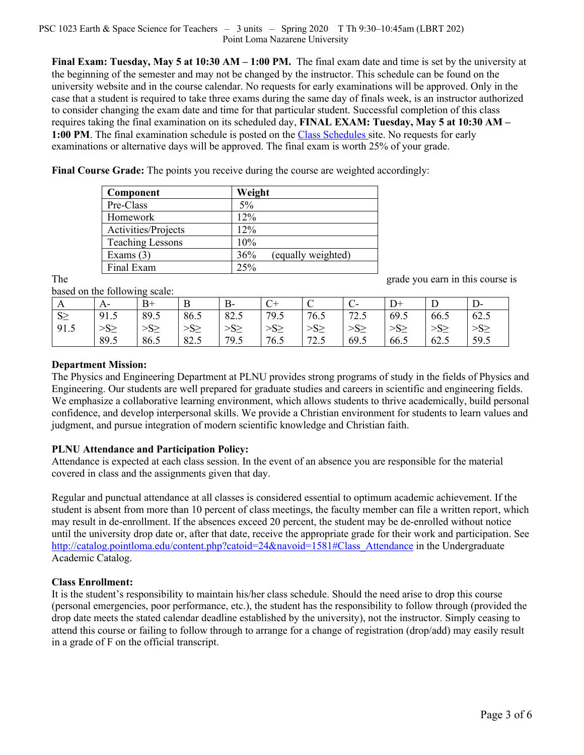**Final Exam: Tuesday, May 5 at 10:30 AM – 1:00 PM.** The final exam date and time is set by the university at the beginning of the semester and may not be changed by the instructor. This schedule can be found on the university website and in the course calendar. No requests for early examinations will be approved. Only in the case that a student is required to take three exams during the same day of finals week, is an instructor authorized to consider changing the exam date and time for that particular student. Successful completion of this class requires taking the final examination on its scheduled day, **FINAL EXAM: Tuesday, May 5 at 10:30 AM – 1:00 PM**. The final examination schedule is posted on the Class Schedules site. No requests for early examinations or alternative days will be approved. The final exam is worth 25% of your grade.

**Final Course Grade:** The points you receive during the course are weighted accordingly:

| Component | Weight |
|---|---|
| Pre-Class | 5% |
| Homework | 12% |
| Activities/Projects | 12% |
| Teaching Lessons | 10% |
| Exams (3) | 36% (equally weighted) |
| Final Exam | 25% |

The grade you earn in this course is based on the following scale:

| A | A- | B+ | B | B- | C+ | C | C- | D+ | D | D- |
|---|---|---|---|---|---|---|---|---|---|---|
| S≥ 91.5 | 91.5 >S≥ 89.5 | 89.5 >S≥ 86.5 | 86.5 >S≥ 82.5 | 82.5 >S≥ 79.5 | 79.5 >S≥ 76.5 | 76.5 >S≥ 72.5 | 72.5 >S≥ 69.5 | 69.5 >S≥ 66.5 | 66.5 >S≥ 62.5 | 62.5 >S≥ 59.5 |

**Department Mission:**
The Physics and Engineering Department at PLNU provides strong programs of study in the fields of Physics and Engineering. Our students are well prepared for graduate studies and careers in scientific and engineering fields. We emphasize a collaborative learning environment, which allows students to thrive academically, build personal confidence, and develop interpersonal skills. We provide a Christian environment for students to learn values and judgment, and pursue integration of modern scientific knowledge and Christian faith.

**PLNU Attendance and Participation Policy:**
Attendance is expected at each class session. In the event of an absence you are responsible for the material covered in class and the assignments given that day.

Regular and punctual attendance at all classes is considered essential to optimum academic achievement. If the student is absent from more than 10 percent of class meetings, the faculty member can file a written report, which may result in de-enrollment. If the absences exceed 20 percent, the student may be de-enrolled without notice until the university drop date or, after that date, receive the appropriate grade for their work and participation. See http://catalog.pointloma.edu/content.php?catoid=24&navoid=1581#Class_Attendance in the Undergraduate Academic Catalog.

**Class Enrollment:**
It is the student's responsibility to maintain his/her class schedule. Should the need arise to drop this course (personal emergencies, poor performance, etc.), the student has the responsibility to follow through (provided the drop date meets the stated calendar deadline established by the university), not the instructor. Simply ceasing to attend this course or failing to follow through to arrange for a change of registration (drop/add) may easily result in a grade of F on the official transcript.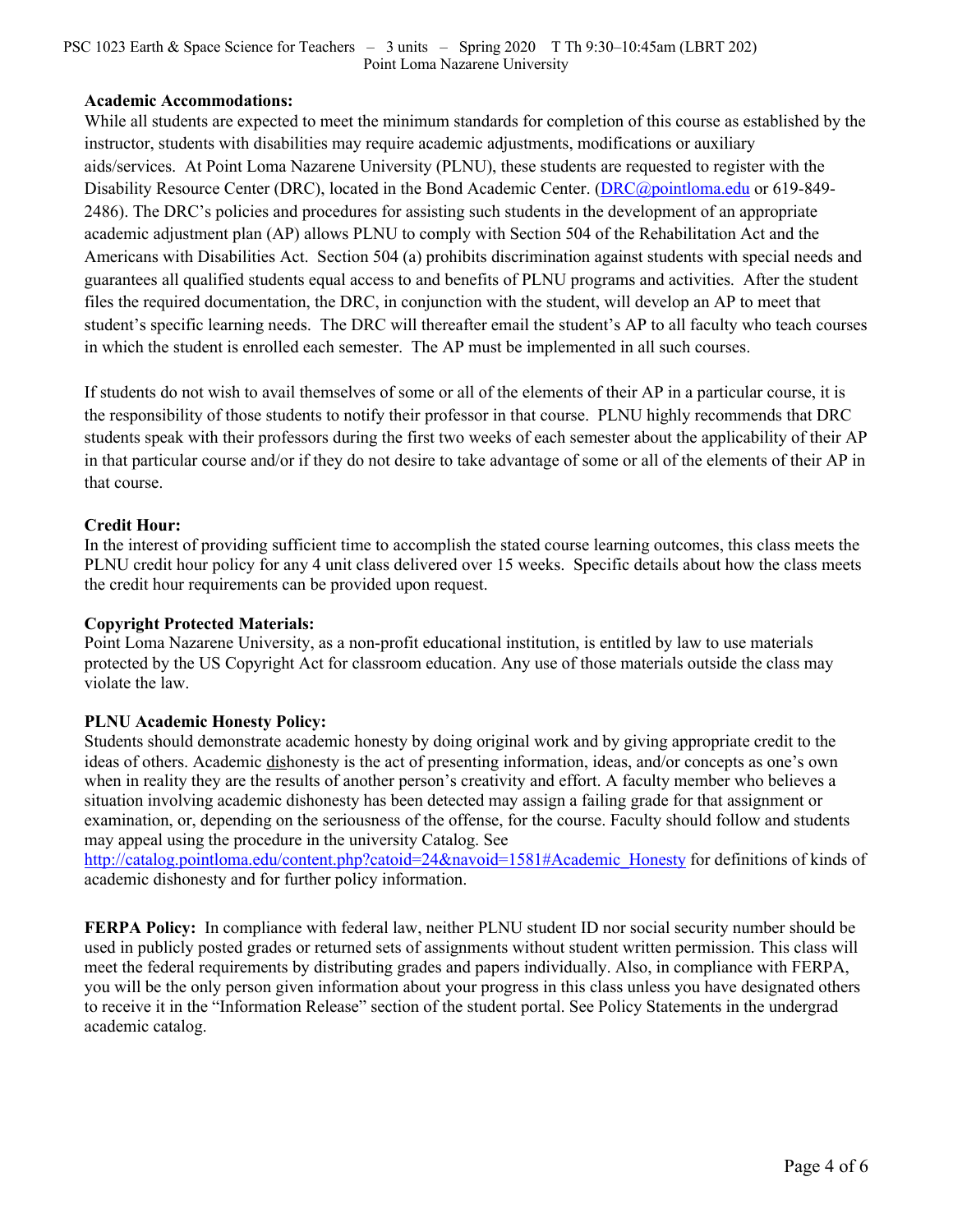**Academic Accommodations:**

While all students are expected to meet the minimum standards for completion of this course as established by the instructor, students with disabilities may require academic adjustments, modifications or auxiliary aids/services. At Point Loma Nazarene University (PLNU), these students are requested to register with the Disability Resource Center (DRC), located in the Bond Academic Center. (DRC@pointloma.edu or 619-849-2486). The DRC's policies and procedures for assisting such students in the development of an appropriate academic adjustment plan (AP) allows PLNU to comply with Section 504 of the Rehabilitation Act and the Americans with Disabilities Act. Section 504 (a) prohibits discrimination against students with special needs and guarantees all qualified students equal access to and benefits of PLNU programs and activities. After the student files the required documentation, the DRC, in conjunction with the student, will develop an AP to meet that student's specific learning needs. The DRC will thereafter email the student's AP to all faculty who teach courses in which the student is enrolled each semester. The AP must be implemented in all such courses.

If students do not wish to avail themselves of some or all of the elements of their AP in a particular course, it is the responsibility of those students to notify their professor in that course. PLNU highly recommends that DRC students speak with their professors during the first two weeks of each semester about the applicability of their AP in that particular course and/or if they do not desire to take advantage of some or all of the elements of their AP in that course.

**Credit Hour:**

In the interest of providing sufficient time to accomplish the stated course learning outcomes, this class meets the PLNU credit hour policy for any 4 unit class delivered over 15 weeks. Specific details about how the class meets the credit hour requirements can be provided upon request.

**Copyright Protected Materials:**

Point Loma Nazarene University, as a non-profit educational institution, is entitled by law to use materials protected by the US Copyright Act for classroom education. Any use of those materials outside the class may violate the law.

**PLNU Academic Honesty Policy:**

Students should demonstrate academic honesty by doing original work and by giving appropriate credit to the ideas of others. Academic dishonesty is the act of presenting information, ideas, and/or concepts as one's own when in reality they are the results of another person's creativity and effort. A faculty member who believes a situation involving academic dishonesty has been detected may assign a failing grade for that assignment or examination, or, depending on the seriousness of the offense, for the course. Faculty should follow and students may appeal using the procedure in the university Catalog. See http://catalog.pointloma.edu/content.php?catoid=24&navoid=1581#Academic_Honesty for definitions of kinds of academic dishonesty and for further policy information.

**FERPA Policy:** In compliance with federal law, neither PLNU student ID nor social security number should be used in publicly posted grades or returned sets of assignments without student written permission. This class will meet the federal requirements by distributing grades and papers individually. Also, in compliance with FERPA, you will be the only person given information about your progress in this class unless you have designated others to receive it in the "Information Release" section of the student portal. See Policy Statements in the undergrad academic catalog.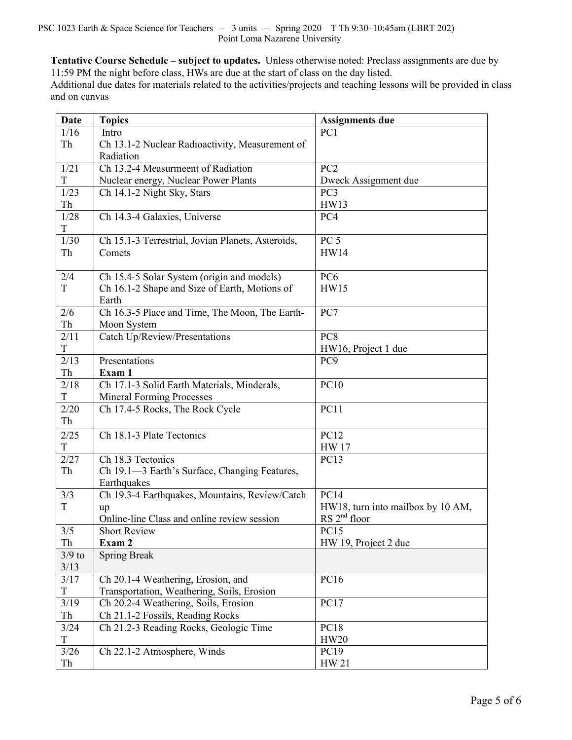PSC 1023 Earth & Space Science for Teachers – 3 units – Spring 2020 T Th 9:30–10:45am (LBRT 202)
Point Loma Nazarene University

**Tentative Course Schedule – subject to updates.** Unless otherwise noted: Preclass assignments are due by 11:59 PM the night before class, HWs are due at the start of class on the day listed.
Additional due dates for materials related to the activities/projects and teaching lessons will be provided in class and on canvas

| Date | Topics | Assignments due |
|---|---|---|
| 1/16 Th | Intro<br>Ch 13.1-2 Nuclear Radioactivity, Measurement of Radiation | PC1 |
| 1/21 T | Ch 13.2-4 Measurmeent of Radiation<br>Nuclear energy, Nuclear Power Plants | PC2<br>Dweck Assignment due |
| 1/23 Th | Ch 14.1-2 Night Sky, Stars | PC3<br>HW13 |
| 1/28 T | Ch 14.3-4 Galaxies, Universe | PC4 |
| 1/30 Th | Ch 15.1-3 Terrestrial, Jovian Planets, Asteroids, Comets | PC 5<br>HW14 |
| 2/4 T | Ch 15.4-5 Solar System (origin and models)<br>Ch 16.1-2 Shape and Size of Earth, Motions of Earth | PC6<br>HW15 |
| 2/6 Th | Ch 16.3-5 Place and Time, The Moon, The Earth-Moon System | PC7 |
| 2/11 T | Catch Up/Review/Presentations | PC8<br>HW16, Project 1 due |
| 2/13 Th | Presentations<br>**Exam 1** | PC9 |
| 2/18 T | Ch 17.1-3 Solid Earth Materials, Minderals, Mineral Forming Processes | PC10 |
| 2/20 Th | Ch 17.4-5 Rocks, The Rock Cycle | PC11 |
| 2/25 T | Ch 18.1-3 Plate Tectonics | PC12<br>HW 17 |
| 2/27 Th | Ch 18.3 Tectonics<br>Ch 19.1—3 Earth's Surface, Changing Features, Earthquakes | PC13 |
| 3/3 T | Ch 19.3-4 Earthquakes, Mountains, Review/Catch up<br>Online-line Class and online review session | PC14<br>HW18, turn into mailbox by 10 AM, RS 2nd floor |
| 3/5 Th | Short Review<br>**Exam 2** | PC15<br>HW 19, Project 2 due |
| 3/9 to 3/13 | Spring Break | |
| 3/17 T | Ch 20.1-4 Weathering, Erosion, and Transportation, Weathering, Soils, Erosion | PC16 |
| 3/19 Th | Ch 20.2-4 Weathering, Soils, Erosion<br>Ch 21.1-2 Fossils, Reading Rocks | PC17 |
| 3/24 T | Ch 21.2-3 Reading Rocks, Geologic Time | PC18<br>HW20 |
| 3/26 Th | Ch 22.1-2 Atmosphere, Winds | PC19<br>HW 21 |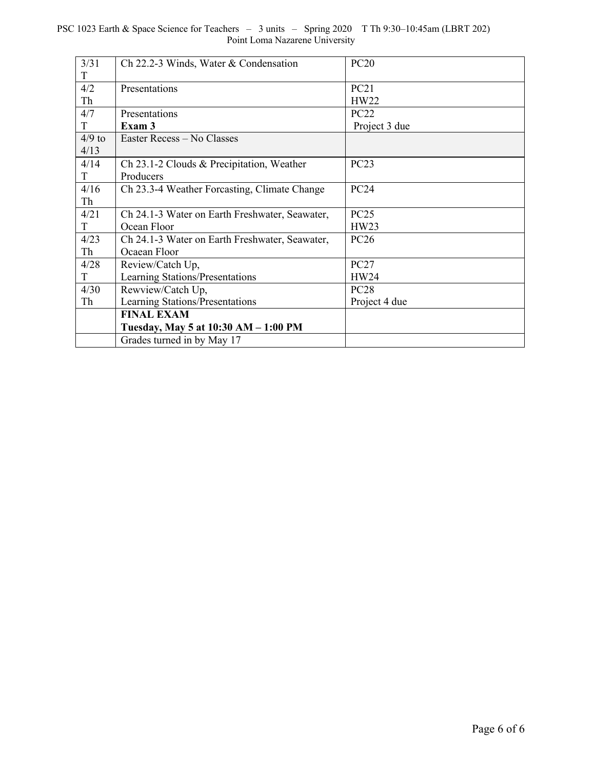| | | |
|---|---|---|
| 3/31 T | Ch 22.2-3 Winds, Water & Condensation | PC20 |
| 4/2 Th | Presentations | PC21<br>HW22 |
| 4/7 T | Presentations<br>**Exam 3** | PC22<br>Project 3 due |
| 4/9 to 4/13 | Easter Recess – No Classes | |
| 4/14 T | Ch 23.1-2 Clouds & Precipitation, Weather Producers | PC23 |
| 4/16 Th | Ch 23.3-4 Weather Forcasting, Climate Change | PC24 |
| 4/21 T | Ch 24.1-3 Water on Earth Freshwater, Seawater, Ocean Floor | PC25<br>HW23 |
| 4/23 Th | Ch 24.1-3 Water on Earth Freshwater, Seawater, Ocaean Floor | PC26 |
| 4/28 T | Review/Catch Up,<br>Learning Stations/Presentations | PC27<br>HW24 |
| 4/30 Th | Rewview/Catch Up,<br>Learning Stations/Presentations | PC28<br>Project 4 due |
| | **FINAL EXAM**<br>**Tuesday, May 5 at 10:30 AM – 1:00 PM** | |
| | Grades turned in by May 17 | |